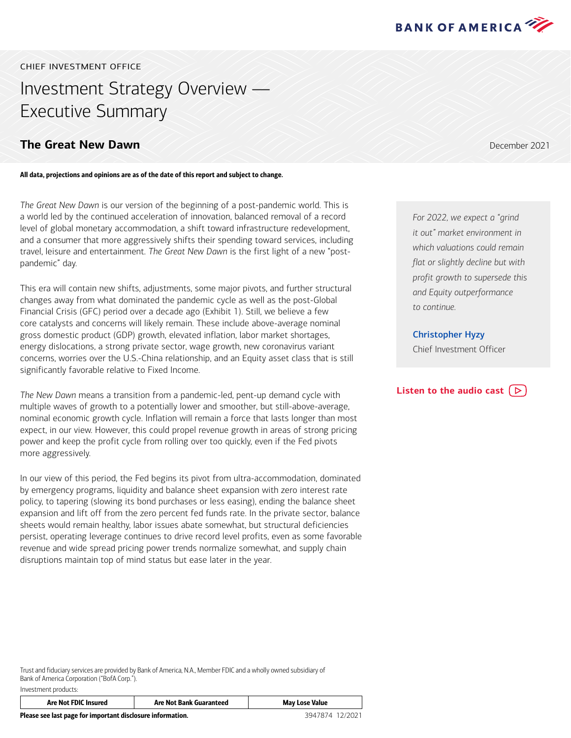BANK OF AMERICA

CHIEF INVESTMENT OFFICE

# Investment Strategy Overview — Executive Summary

## The Great New Dawn

December 2021

**All data, projections and opinions are as of the date of this report and subject to change.**

*The Great New Dawn* is our version of the beginning of a post-pandemic world. This is a world led by the continued acceleration of innovation, balanced removal of a record level of global monetary accommodation, a shift toward infrastructure redevelopment, and a consumer that more aggressively shifts their spending toward services, including travel, leisure and entertainment. *The Great New Dawn* is the first light of a new "post-pandemic" day.

This era will contain new shifts, adjustments, some major pivots, and further structural changes away from what dominated the pandemic cycle as well as the post-Global Financial Crisis (GFC) period over a decade ago (Exhibit 1). Still, we believe a few core catalysts and concerns will likely remain. These include above-average nominal gross domestic product (GDP) growth, elevated inflation, labor market shortages, energy dislocations, a strong private sector, wage growth, new coronavirus variant concerns, worries over the U.S.-China relationship, and an Equity asset class that is still significantly favorable relative to Fixed Income.

*The New Dawn* means a transition from a pandemic-led, pent-up demand cycle with multiple waves of growth to a potentially lower and smoother, but still-above-average, nominal economic growth cycle. Inflation will remain a force that lasts longer than most expect, in our view. However, this could propel revenue growth in areas of strong pricing power and keep the profit cycle from rolling over too quickly, even if the Fed pivots more aggressively.

In our view of this period, the Fed begins its pivot from ultra-accommodation, dominated by emergency programs, liquidity and balance sheet expansion with zero interest rate policy, to tapering (slowing its bond purchases or less easing), ending the balance sheet expansion and lift off from the zero percent fed funds rate. In the private sector, balance sheets would remain healthy, labor issues abate somewhat, but structural deficiencies persist, operating leverage continues to drive record level profits, even as some favorable revenue and wide spread pricing power trends normalize somewhat, and supply chain disruptions maintain top of mind status but ease later in the year.

> *For 2022, we expect a "grind it out" market environment in which valuations could remain flat or slightly decline but with profit growth to supersede this and Equity outperformance to continue.*
>
> **Christopher Hyzy**
> Chief Investment Officer

**Listen to the audio cast**

Trust and fiduciary services are provided by Bank of America, N.A., Member FDIC and a wholly owned subsidiary of Bank of America Corporation ("BofA Corp.").

Investment products:

| Are Not FDIC Insured | Are Not Bank Guaranteed | May Lose Value |
|---|---|---|

**Please see last page for important disclosure information.**

3947874 12/2021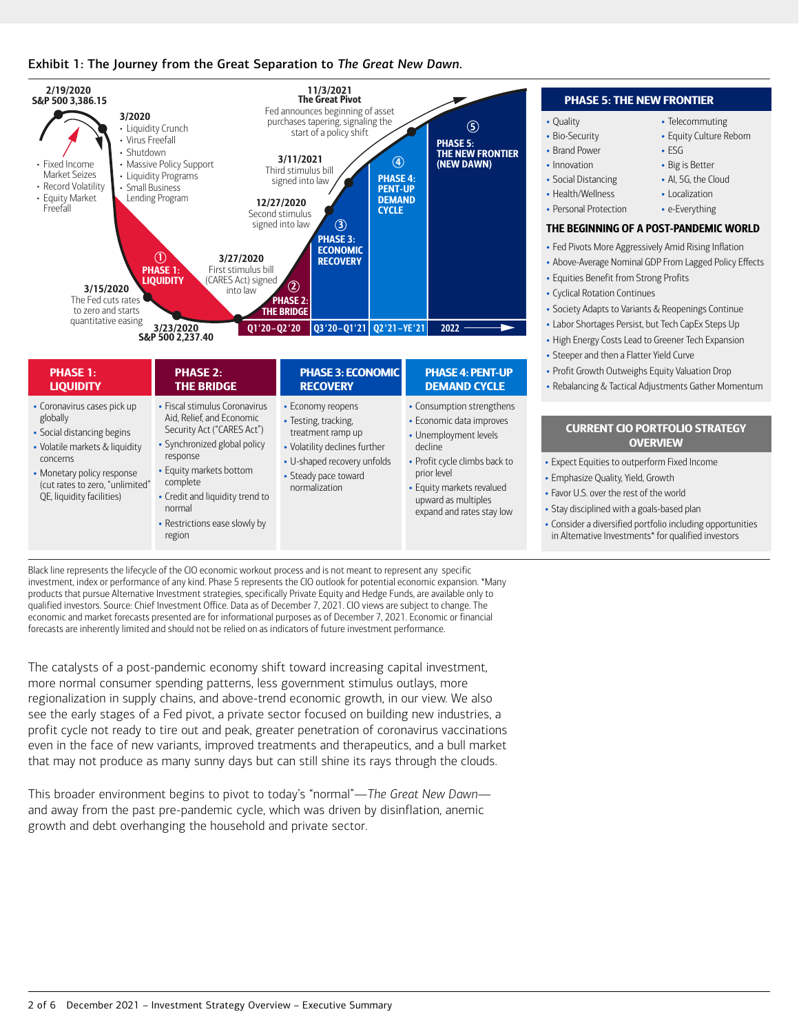Exhibit 1: The Journey from the Great Separation to *The Great New Dawn*.

**2/19/2020**
**S&P 500 3,386.15**

- Fixed Income Market Seizes
- Record Volatility
- Equity Market Freefall

**3/2020**
- Liquidity Crunch
- Virus Freefall
- Shutdown
- Massive Policy Support
- Liquidity Programs
- Small Business Lending Program

**3/15/2020**
The Fed cuts rates to zero and starts quantitative easing

**3/23/2020**
**S&P 500 2,237.40**

**3/27/2020**
First stimulus bill (CARES Act) signed into law

**12/27/2020**
Second stimulus signed into law

**3/11/2021**
Third stimulus bill signed into law

**11/3/2021**
**The Great Pivot**
Fed announces beginning of asset purchases tapering, signaling the start of a policy shift

① PHASE 1: LIQUIDITY
② PHASE 2: THE BRIDGE — Q1'20–Q2'20
③ PHASE 3: ECONOMIC RECOVERY — Q3'20–Q1'21
④ PHASE 4: PENT-UP DEMAND CYCLE — Q2'21–YE'21
⑤ PHASE 5: THE NEW FRONTIER (NEW DAWN) — 2022

## PHASE 5: THE NEW FRONTIER

- Quality
- Bio-Security
- Brand Power
- Innovation
- Social Distancing
- Health/Wellness
- Personal Protection
- Telecommuting
- Equity Culture Reborn
- ESG
- Big is Better
- AI, 5G, the Cloud
- Localization
- e-Everything

### THE BEGINNING OF A POST-PANDEMIC WORLD

- Fed Pivots More Aggressively Amid Rising Inflation
- Above-Average Nominal GDP From Lagged Policy Effects
- Equities Benefit from Strong Profits
- Cyclical Rotation Continues
- Society Adapts to Variants & Reopenings Continue
- Labor Shortages Persist, but Tech CapEx Steps Up
- High Energy Costs Lead to Greener Tech Expansion
- Steeper and then a Flatter Yield Curve
- Profit Growth Outweighs Equity Valuation Drop
- Rebalancing & Tactical Adjustments Gather Momentum

### CURRENT CIO PORTFOLIO STRATEGY OVERVIEW

- Expect Equities to outperform Fixed Income
- Emphasize Quality, Yield, Growth
- Favor U.S. over the rest of the world
- Stay disciplined with a goals-based plan
- Consider a diversified portfolio including opportunities in Alternative Investments* for qualified investors

| PHASE 1: LIQUIDITY | PHASE 2: THE BRIDGE | PHASE 3: ECONOMIC RECOVERY | PHASE 4: PENT-UP DEMAND CYCLE |
|---|---|---|---|
| • Coronavirus cases pick up globally<br>• Social distancing begins<br>• Volatile markets & liquidity concerns<br>• Monetary policy response (cut rates to zero, "unlimited" QE, liquidity facilities) | • Fiscal stimulus Coronavirus Aid, Relief, and Economic Security Act ("CARES Act")<br>• Synchronized global policy response<br>• Equity markets bottom complete<br>• Credit and liquidity trend to normal<br>• Restrictions ease slowly by region | • Economy reopens<br>• Testing, tracking, treatment ramp up<br>• Volatility declines further<br>• U-shaped recovery unfolds<br>• Steady pace toward normalization | • Consumption strengthens<br>• Economic data improves<br>• Unemployment levels decline<br>• Profit cycle climbs back to prior level<br>• Equity markets revalued upward as multiples expand and rates stay low |

Black line represents the lifecycle of the CIO economic workout process and is not meant to represent any specific investment, index or performance of any kind. Phase 5 represents the CIO outlook for potential economic expansion. *Many products that pursue Alternative Investment strategies, specifically Private Equity and Hedge Funds, are available only to qualified investors. Source: Chief Investment Office. Data as of December 7, 2021. CIO views are subject to change. The economic and market forecasts presented are for informational purposes as of December 7, 2021. Economic or financial forecasts are inherently limited and should not be relied on as indicators of future investment performance.

The catalysts of a post-pandemic economy shift toward increasing capital investment, more normal consumer spending patterns, less government stimulus outlays, more regionalization in supply chains, and above-trend economic growth, in our view. We also see the early stages of a Fed pivot, a private sector focused on building new industries, a profit cycle not ready to tire out and peak, greater penetration of coronavirus vaccinations even in the face of new variants, improved treatments and therapeutics, and a bull market that may not produce as many sunny days but can still shine its rays through the clouds.

This broader environment begins to pivot to today's "normal"—*The Great New Dawn*—and away from the past pre-pandemic cycle, which was driven by disinflation, anemic growth and debt overhanging the household and private sector.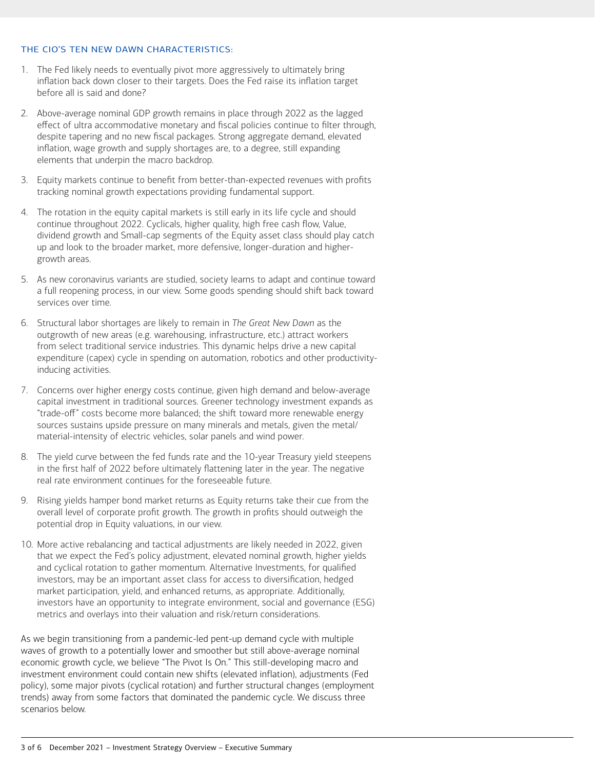### THE CIO'S TEN NEW DAWN CHARACTERISTICS:

1. The Fed likely needs to eventually pivot more aggressively to ultimately bring inflation back down closer to their targets. Does the Fed raise its inflation target before all is said and done?

2. Above-average nominal GDP growth remains in place through 2022 as the lagged effect of ultra accommodative monetary and fiscal policies continue to filter through, despite tapering and no new fiscal packages. Strong aggregate demand, elevated inflation, wage growth and supply shortages are, to a degree, still expanding elements that underpin the macro backdrop.

3. Equity markets continue to benefit from better-than-expected revenues with profits tracking nominal growth expectations providing fundamental support.

4. The rotation in the equity capital markets is still early in its life cycle and should continue throughout 2022. Cyclicals, higher quality, high free cash flow, Value, dividend growth and Small-cap segments of the Equity asset class should play catch up and look to the broader market, more defensive, longer-duration and higher-growth areas.

5. As new coronavirus variants are studied, society learns to adapt and continue toward a full reopening process, in our view. Some goods spending should shift back toward services over time.

6. Structural labor shortages are likely to remain in *The Great New Dawn* as the outgrowth of new areas (e.g. warehousing, infrastructure, etc.) attract workers from select traditional service industries. This dynamic helps drive a new capital expenditure (capex) cycle in spending on automation, robotics and other productivity-inducing activities.

7. Concerns over higher energy costs continue, given high demand and below-average capital investment in traditional sources. Greener technology investment expands as "trade-off" costs become more balanced; the shift toward more renewable energy sources sustains upside pressure on many minerals and metals, given the metal/material-intensity of electric vehicles, solar panels and wind power.

8. The yield curve between the fed funds rate and the 10-year Treasury yield steepens in the first half of 2022 before ultimately flattening later in the year. The negative real rate environment continues for the foreseeable future.

9. Rising yields hamper bond market returns as Equity returns take their cue from the overall level of corporate profit growth. The growth in profits should outweigh the potential drop in Equity valuations, in our view.

10. More active rebalancing and tactical adjustments are likely needed in 2022, given that we expect the Fed's policy adjustment, elevated nominal growth, higher yields and cyclical rotation to gather momentum. Alternative Investments, for qualified investors, may be an important asset class for access to diversification, hedged market participation, yield, and enhanced returns, as appropriate. Additionally, investors have an opportunity to integrate environment, social and governance (ESG) metrics and overlays into their valuation and risk/return considerations.

As we begin transitioning from a pandemic-led pent-up demand cycle with multiple waves of growth to a potentially lower and smoother but still above-average nominal economic growth cycle, we believe "The Pivot Is On." This still-developing macro and investment environment could contain new shifts (elevated inflation), adjustments (Fed policy), some major pivots (cyclical rotation) and further structural changes (employment trends) away from some factors that dominated the pandemic cycle. We discuss three scenarios below.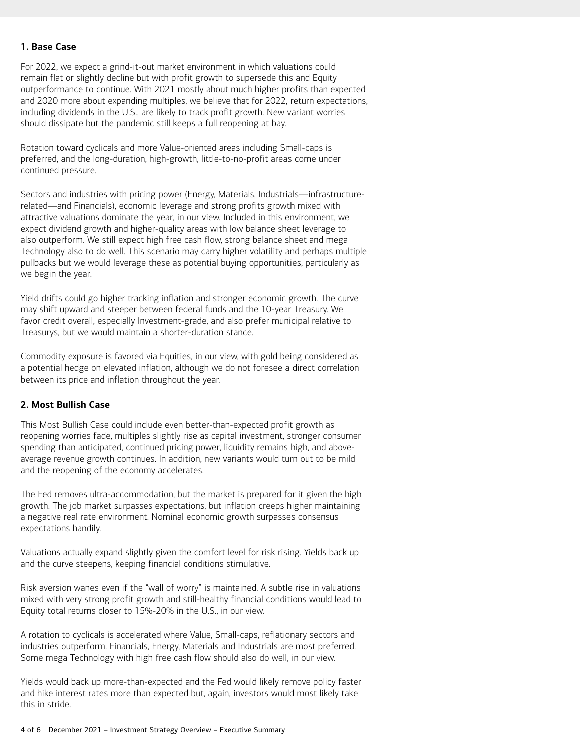### 1. Base Case

For 2022, we expect a grind-it-out market environment in which valuations could remain flat or slightly decline but with profit growth to supersede this and Equity outperformance to continue. With 2021 mostly about much higher profits than expected and 2020 more about expanding multiples, we believe that for 2022, return expectations, including dividends in the U.S., are likely to track profit growth. New variant worries should dissipate but the pandemic still keeps a full reopening at bay.

Rotation toward cyclicals and more Value-oriented areas including Small-caps is preferred, and the long-duration, high-growth, little-to-no-profit areas come under continued pressure.

Sectors and industries with pricing power (Energy, Materials, Industrials—infrastructure-related—and Financials), economic leverage and strong profits growth mixed with attractive valuations dominate the year, in our view. Included in this environment, we expect dividend growth and higher-quality areas with low balance sheet leverage to also outperform. We still expect high free cash flow, strong balance sheet and mega Technology also to do well. This scenario may carry higher volatility and perhaps multiple pullbacks but we would leverage these as potential buying opportunities, particularly as we begin the year.

Yield drifts could go higher tracking inflation and stronger economic growth. The curve may shift upward and steeper between federal funds and the 10-year Treasury. We favor credit overall, especially Investment-grade, and also prefer municipal relative to Treasurys, but we would maintain a shorter-duration stance.

Commodity exposure is favored via Equities, in our view, with gold being considered as a potential hedge on elevated inflation, although we do not foresee a direct correlation between its price and inflation throughout the year.

### 2. Most Bullish Case

This Most Bullish Case could include even better-than-expected profit growth as reopening worries fade, multiples slightly rise as capital investment, stronger consumer spending than anticipated, continued pricing power, liquidity remains high, and above-average revenue growth continues. In addition, new variants would turn out to be mild and the reopening of the economy accelerates.

The Fed removes ultra-accommodation, but the market is prepared for it given the high growth. The job market surpasses expectations, but inflation creeps higher maintaining a negative real rate environment. Nominal economic growth surpasses consensus expectations handily.

Valuations actually expand slightly given the comfort level for risk rising. Yields back up and the curve steepens, keeping financial conditions stimulative.

Risk aversion wanes even if the "wall of worry" is maintained. A subtle rise in valuations mixed with very strong profit growth and still-healthy financial conditions would lead to Equity total returns closer to 15%-20% in the U.S., in our view.

A rotation to cyclicals is accelerated where Value, Small-caps, reflationary sectors and industries outperform. Financials, Energy, Materials and Industrials are most preferred. Some mega Technology with high free cash flow should also do well, in our view.

Yields would back up more-than-expected and the Fed would likely remove policy faster and hike interest rates more than expected but, again, investors would most likely take this in stride.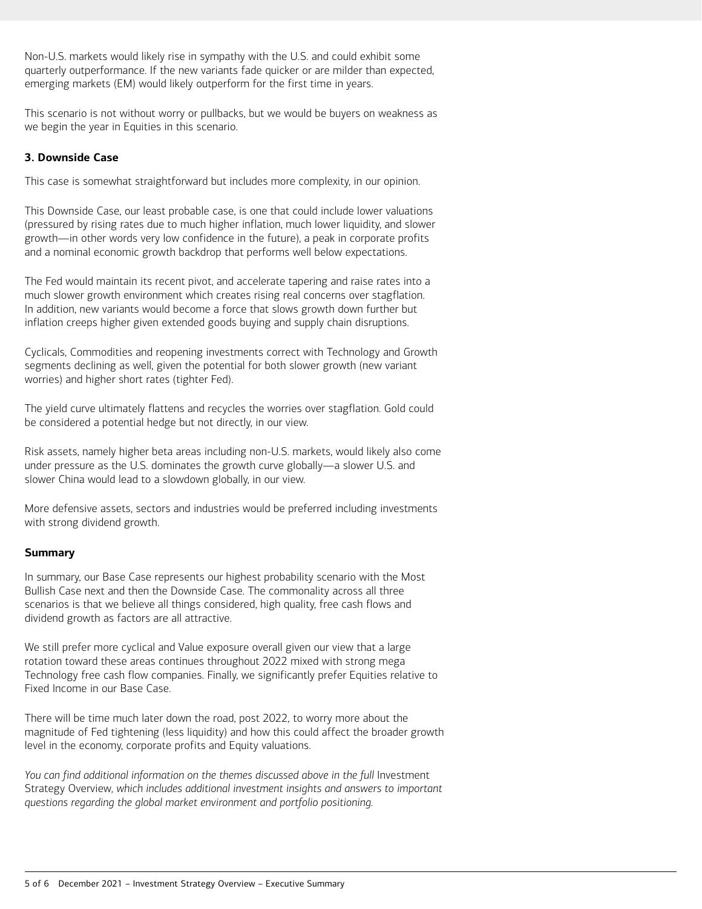Non-U.S. markets would likely rise in sympathy with the U.S. and could exhibit some quarterly outperformance. If the new variants fade quicker or are milder than expected, emerging markets (EM) would likely outperform for the first time in years.

This scenario is not without worry or pullbacks, but we would be buyers on weakness as we begin the year in Equities in this scenario.

### 3. Downside Case

This case is somewhat straightforward but includes more complexity, in our opinion.

This Downside Case, our least probable case, is one that could include lower valuations (pressured by rising rates due to much higher inflation, much lower liquidity, and slower growth—in other words very low confidence in the future), a peak in corporate profits and a nominal economic growth backdrop that performs well below expectations.

The Fed would maintain its recent pivot, and accelerate tapering and raise rates into a much slower growth environment which creates rising real concerns over stagflation. In addition, new variants would become a force that slows growth down further but inflation creeps higher given extended goods buying and supply chain disruptions.

Cyclicals, Commodities and reopening investments correct with Technology and Growth segments declining as well, given the potential for both slower growth (new variant worries) and higher short rates (tighter Fed).

The yield curve ultimately flattens and recycles the worries over stagflation. Gold could be considered a potential hedge but not directly, in our view.

Risk assets, namely higher beta areas including non-U.S. markets, would likely also come under pressure as the U.S. dominates the growth curve globally—a slower U.S. and slower China would lead to a slowdown globally, in our view.

More defensive assets, sectors and industries would be preferred including investments with strong dividend growth.

### Summary

In summary, our Base Case represents our highest probability scenario with the Most Bullish Case next and then the Downside Case. The commonality across all three scenarios is that we believe all things considered, high quality, free cash flows and dividend growth as factors are all attractive.

We still prefer more cyclical and Value exposure overall given our view that a large rotation toward these areas continues throughout 2022 mixed with strong mega Technology free cash flow companies. Finally, we significantly prefer Equities relative to Fixed Income in our Base Case.

There will be time much later down the road, post 2022, to worry more about the magnitude of Fed tightening (less liquidity) and how this could affect the broader growth level in the economy, corporate profits and Equity valuations.

*You can find additional information on the themes discussed above in the full* Investment Strategy Overview, *which includes additional investment insights and answers to important questions regarding the global market environment and portfolio positioning.*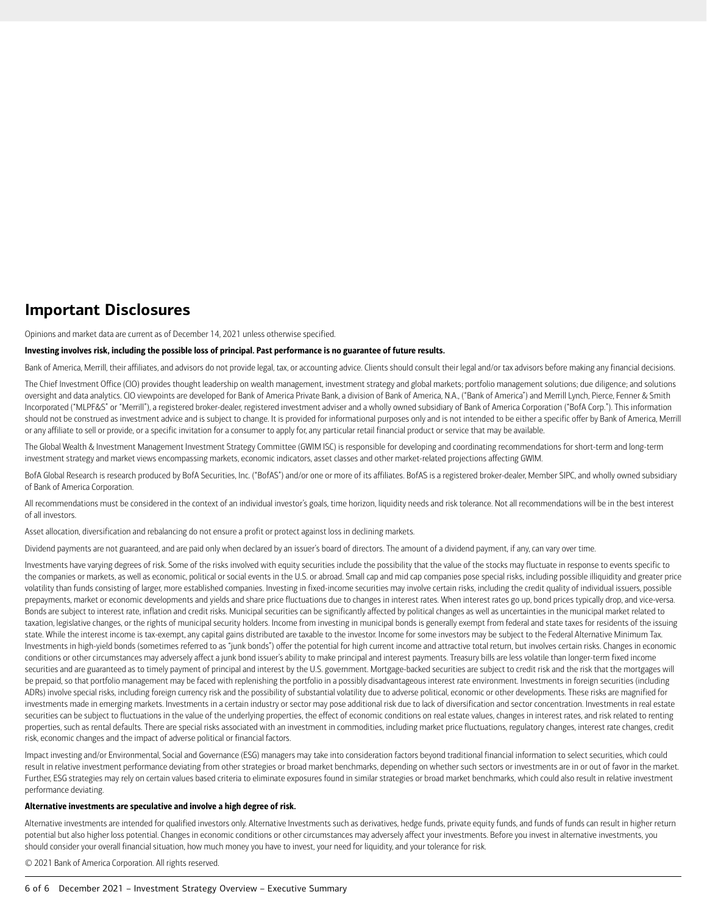## Important Disclosures

Opinions and market data are current as of December 14, 2021 unless otherwise specified.

**Investing involves risk, including the possible loss of principal. Past performance is no guarantee of future results.**

Bank of America, Merrill, their affiliates, and advisors do not provide legal, tax, or accounting advice. Clients should consult their legal and/or tax advisors before making any financial decisions.

The Chief Investment Office (CIO) provides thought leadership on wealth management, investment strategy and global markets; portfolio management solutions; due diligence; and solutions oversight and data analytics. CIO viewpoints are developed for Bank of America Private Bank, a division of Bank of America, N.A., ("Bank of America") and Merrill Lynch, Pierce, Fenner & Smith Incorporated ("MLPF&S" or "Merrill"), a registered broker-dealer, registered investment adviser and a wholly owned subsidiary of Bank of America Corporation ("BofA Corp."). This information should not be construed as investment advice and is subject to change. It is provided for informational purposes only and is not intended to be either a specific offer by Bank of America, Merrill or any affiliate to sell or provide, or a specific invitation for a consumer to apply for, any particular retail financial product or service that may be available.

The Global Wealth & Investment Management Investment Strategy Committee (GWIM ISC) is responsible for developing and coordinating recommendations for short-term and long-term investment strategy and market views encompassing markets, economic indicators, asset classes and other market-related projections affecting GWIM.

BofA Global Research is research produced by BofA Securities, Inc. ("BofAS") and/or one or more of its affiliates. BofAS is a registered broker-dealer, Member SIPC, and wholly owned subsidiary of Bank of America Corporation.

All recommendations must be considered in the context of an individual investor's goals, time horizon, liquidity needs and risk tolerance. Not all recommendations will be in the best interest of all investors.

Asset allocation, diversification and rebalancing do not ensure a profit or protect against loss in declining markets.

Dividend payments are not guaranteed, and are paid only when declared by an issuer's board of directors. The amount of a dividend payment, if any, can vary over time.

Investments have varying degrees of risk. Some of the risks involved with equity securities include the possibility that the value of the stocks may fluctuate in response to events specific to the companies or markets, as well as economic, political or social events in the U.S. or abroad. Small cap and mid cap companies pose special risks, including possible illiquidity and greater price volatility than funds consisting of larger, more established companies. Investing in fixed-income securities may involve certain risks, including the credit quality of individual issuers, possible prepayments, market or economic developments and yields and share price fluctuations due to changes in interest rates. When interest rates go up, bond prices typically drop, and vice-versa. Bonds are subject to interest rate, inflation and credit risks. Municipal securities can be significantly affected by political changes as well as uncertainties in the municipal market related to taxation, legislative changes, or the rights of municipal security holders. Income from investing in municipal bonds is generally exempt from federal and state taxes for residents of the issuing state. While the interest income is tax-exempt, any capital gains distributed are taxable to the investor. Income for some investors may be subject to the Federal Alternative Minimum Tax. Investments in high-yield bonds (sometimes referred to as "junk bonds") offer the potential for high current income and attractive total return, but involves certain risks. Changes in economic conditions or other circumstances may adversely affect a junk bond issuer's ability to make principal and interest payments. Treasury bills are less volatile than longer-term fixed income securities and are guaranteed as to timely payment of principal and interest by the U.S. government. Mortgage-backed securities are subject to credit risk and the risk that the mortgages will be prepaid, so that portfolio management may be faced with replenishing the portfolio in a possibly disadvantageous interest rate environment. Investments in foreign securities (including ADRs) involve special risks, including foreign currency risk and the possibility of substantial volatility due to adverse political, economic or other developments. These risks are magnified for investments made in emerging markets. Investments in a certain industry or sector may pose additional risk due to lack of diversification and sector concentration. Investments in real estate securities can be subject to fluctuations in the value of the underlying properties, the effect of economic conditions on real estate values, changes in interest rates, and risk related to renting properties, such as rental defaults. There are special risks associated with an investment in commodities, including market price fluctuations, regulatory changes, interest rate changes, credit risk, economic changes and the impact of adverse political or financial factors.

Impact investing and/or Environmental, Social and Governance (ESG) managers may take into consideration factors beyond traditional financial information to select securities, which could result in relative investment performance deviating from other strategies or broad market benchmarks, depending on whether such sectors or investments are in or out of favor in the market. Further, ESG strategies may rely on certain values based criteria to eliminate exposures found in similar strategies or broad market benchmarks, which could also result in relative investment performance deviating.

**Alternative investments are speculative and involve a high degree of risk.**

Alternative investments are intended for qualified investors only. Alternative Investments such as derivatives, hedge funds, private equity funds, and funds of funds can result in higher return potential but also higher loss potential. Changes in economic conditions or other circumstances may adversely affect your investments. Before you invest in alternative investments, you should consider your overall financial situation, how much money you have to invest, your need for liquidity, and your tolerance for risk.

© 2021 Bank of America Corporation. All rights reserved.